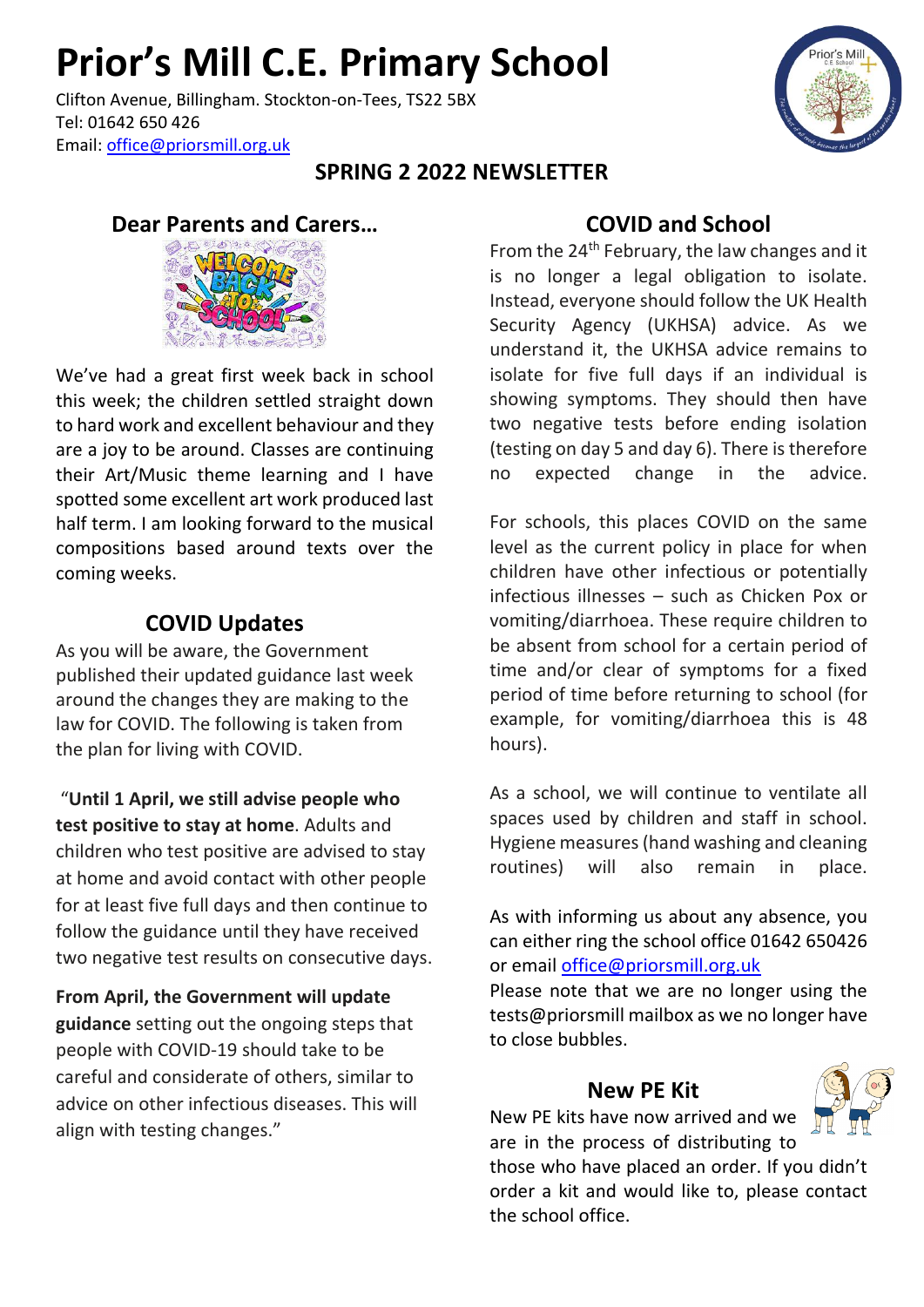# Prior's Mill C.E. Primary School

Clifton Avenue, Billingham. Stockton-on-Tees, TS22 5BX
Tel: 01642 650 426
Email: office@priorsmill.org.uk

## SPRING 2 2022 NEWSLETTER

### Dear Parents and Carers…

We've had a great first week back in school this week; the children settled straight down to hard work and excellent behaviour and they are a joy to be around. Classes are continuing their Art/Music theme learning and I have spotted some excellent art work produced last half term. I am looking forward to the musical compositions based around texts over the coming weeks.

### COVID Updates

As you will be aware, the Government published their updated guidance last week around the changes they are making to the law for COVID. The following is taken from the plan for living with COVID.

"**Until 1 April, we still advise people who test positive to stay at home**. Adults and children who test positive are advised to stay at home and avoid contact with other people for at least five full days and then continue to follow the guidance until they have received two negative test results on consecutive days.

**From April, the Government will update guidance** setting out the ongoing steps that people with COVID-19 should take to be careful and considerate of others, similar to advice on other infectious diseases. This will align with testing changes."

### COVID and School

From the 24th February, the law changes and it is no longer a legal obligation to isolate. Instead, everyone should follow the UK Health Security Agency (UKHSA) advice. As we understand it, the UKHSA advice remains to isolate for five full days if an individual is showing symptoms. They should then have two negative tests before ending isolation (testing on day 5 and day 6). There is therefore no expected change in the advice.

For schools, this places COVID on the same level as the current policy in place for when children have other infectious or potentially infectious illnesses – such as Chicken Pox or vomiting/diarrhoea. These require children to be absent from school for a certain period of time and/or clear of symptoms for a fixed period of time before returning to school (for example, for vomiting/diarrhoea this is 48 hours).

As a school, we will continue to ventilate all spaces used by children and staff in school. Hygiene measures (hand washing and cleaning routines) will also remain in place.

As with informing us about any absence, you can either ring the school office 01642 650426 or email office@priorsmill.org.uk
Please note that we are no longer using the tests@priorsmill mailbox as we no longer have to close bubbles.

### New PE Kit

New PE kits have now arrived and we are in the process of distributing to those who have placed an order. If you didn't order a kit and would like to, please contact the school office.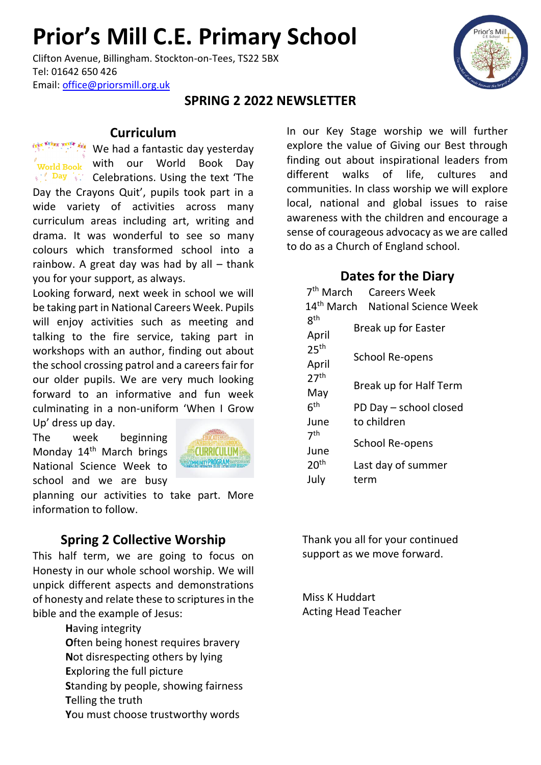# Prior's Mill C.E. Primary School

Clifton Avenue, Billingham. Stockton-on-Tees, TS22 5BX
Tel: 01642 650 426
Email: office@priorsmill.org.uk

## SPRING 2 2022 NEWSLETTER

### Curriculum

We had a fantastic day yesterday with our World Book Day Celebrations. Using the text 'The Day the Crayons Quit', pupils took part in a wide variety of activities across many curriculum areas including art, writing and drama. It was wonderful to see so many colours which transformed school into a rainbow. A great day was had by all – thank you for your support, as always.

Looking forward, next week in school we will be taking part in National Careers Week. Pupils will enjoy activities such as meeting and talking to the fire service, taking part in workshops with an author, finding out about the school crossing patrol and a careers fair for our older pupils. We are very much looking forward to an informative and fun week culminating in a non-uniform 'When I Grow Up' dress up day.

The week beginning Monday 14th March brings National Science Week to school and we are busy planning our activities to take part. More information to follow.

### Spring 2 Collective Worship

This half term, we are going to focus on Honesty in our whole school worship. We will unpick different aspects and demonstrations of honesty and relate these to scriptures in the bible and the example of Jesus:

**H**aving integrity
**O**ften being honest requires bravery
**N**ot disrespecting others by lying
**E**xploring the full picture
**S**tanding by people, showing fairness
**T**elling the truth
**Y**ou must choose trustworthy words

In our Key Stage worship we will further explore the value of Giving our Best through finding out about inspirational leaders from different walks of life, cultures and communities. In class worship we will explore local, national and global issues to raise awareness with the children and encourage a sense of courageous advocacy as we are called to do as a Church of England school.

### Dates for the Diary

| | |
|---|---|
| 7th March | Careers Week |
| 14th March | National Science Week |
| 8th April | Break up for Easter |
| 25th April | School Re-opens |
| 27th May | Break up for Half Term |
| 6th June | PD Day – school closed to children |
| 7th June | School Re-opens |
| 20th July | Last day of summer term |

Thank you all for your continued support as we move forward.

Miss K Huddart
Acting Head Teacher